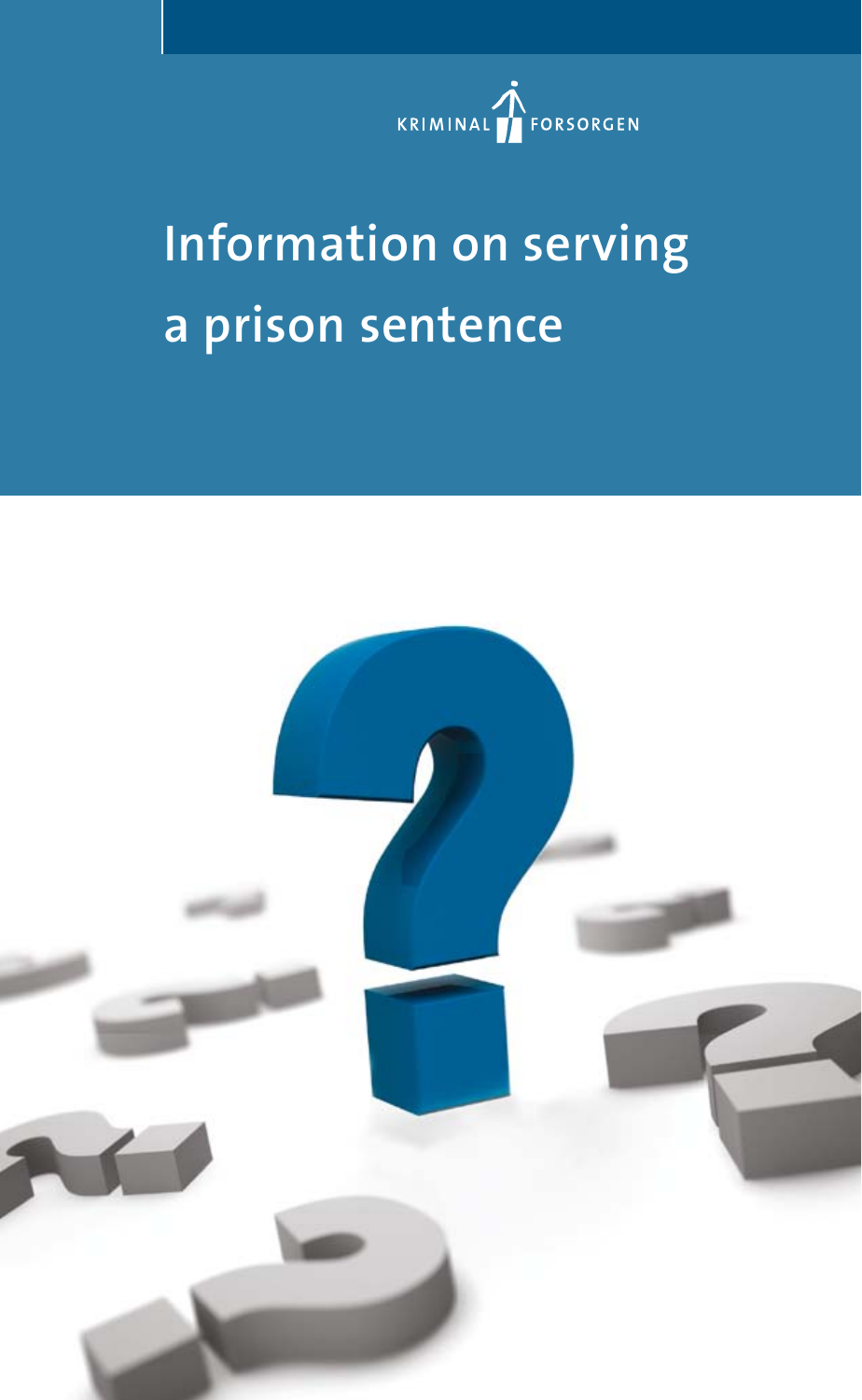KRIMINAL FORSORGEN

# Information on serving a prison sentence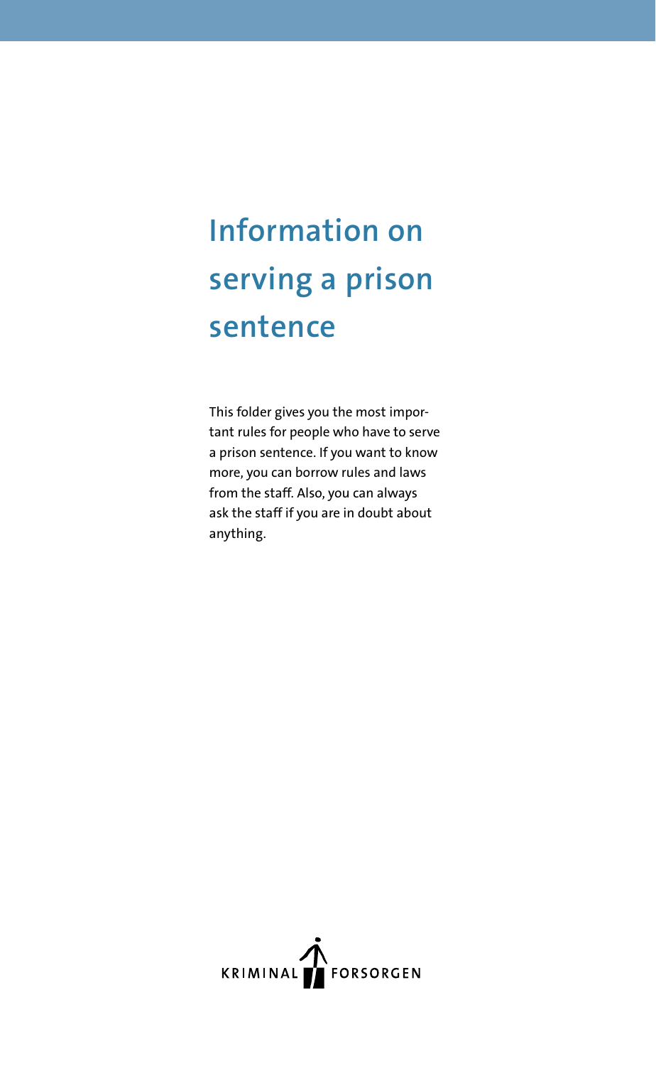# Information on serving a prison sentence

This folder gives you the most important rules for people who have to serve a prison sentence. If you want to know more, you can borrow rules and laws from the staff. Also, you can always ask the staff if you are in doubt about anything.

KRIMINALFORSORGEN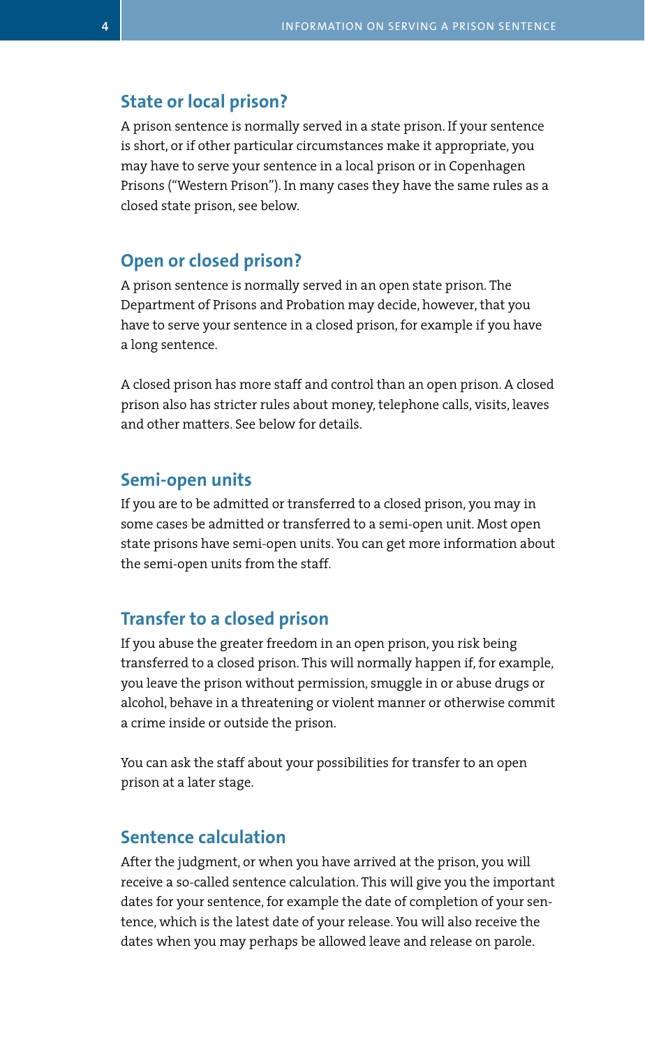## State or local prison?

A prison sentence is normally served in a state prison. If your sentence is short, or if other particular circumstances make it appropriate, you may have to serve your sentence in a local prison or in Copenhagen Prisons ("Western Prison"). In many cases they have the same rules as a closed state prison, see below.

## Open or closed prison?

A prison sentence is normally served in an open state prison. The Department of Prisons and Probation may decide, however, that you have to serve your sentence in a closed prison, for example if you have a long sentence.

A closed prison has more staff and control than an open prison. A closed prison also has stricter rules about money, telephone calls, visits, leaves and other matters. See below for details.

## Semi-open units

If you are to be admitted or transferred to a closed prison, you may in some cases be admitted or transferred to a semi-open unit. Most open state prisons have semi-open units. You can get more information about the semi-open units from the staff.

## Transfer to a closed prison

If you abuse the greater freedom in an open prison, you risk being transferred to a closed prison. This will normally happen if, for example, you leave the prison without permission, smuggle in or abuse drugs or alcohol, behave in a threatening or violent manner or otherwise commit a crime inside or outside the prison.

You can ask the staff about your possibilities for transfer to an open prison at a later stage.

## Sentence calculation

After the judgment, or when you have arrived at the prison, you will receive a so-called sentence calculation. This will give you the important dates for your sentence, for example the date of completion of your sentence, which is the latest date of your release. You will also receive the dates when you may perhaps be allowed leave and release on parole.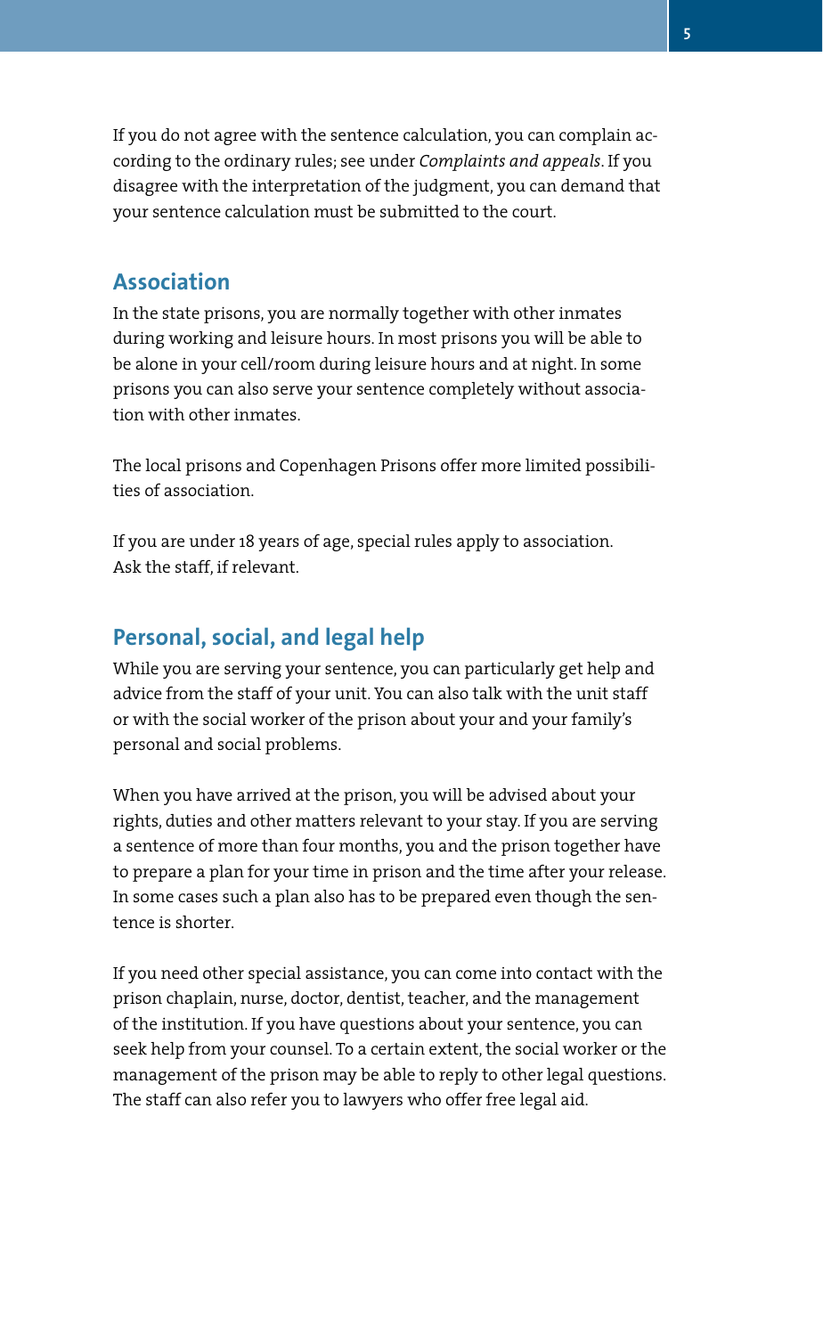If you do not agree with the sentence calculation, you can complain according to the ordinary rules; see under *Complaints and appeals*. If you disagree with the interpretation of the judgment, you can demand that your sentence calculation must be submitted to the court.

## Association

In the state prisons, you are normally together with other inmates during working and leisure hours. In most prisons you will be able to be alone in your cell/room during leisure hours and at night. In some prisons you can also serve your sentence completely without association with other inmates.

The local prisons and Copenhagen Prisons offer more limited possibilities of association.

If you are under 18 years of age, special rules apply to association. Ask the staff, if relevant.

## Personal, social, and legal help

While you are serving your sentence, you can particularly get help and advice from the staff of your unit. You can also talk with the unit staff or with the social worker of the prison about your and your family's personal and social problems.

When you have arrived at the prison, you will be advised about your rights, duties and other matters relevant to your stay. If you are serving a sentence of more than four months, you and the prison together have to prepare a plan for your time in prison and the time after your release. In some cases such a plan also has to be prepared even though the sentence is shorter.

If you need other special assistance, you can come into contact with the prison chaplain, nurse, doctor, dentist, teacher, and the management of the institution. If you have questions about your sentence, you can seek help from your counsel. To a certain extent, the social worker or the management of the prison may be able to reply to other legal questions. The staff can also refer you to lawyers who offer free legal aid.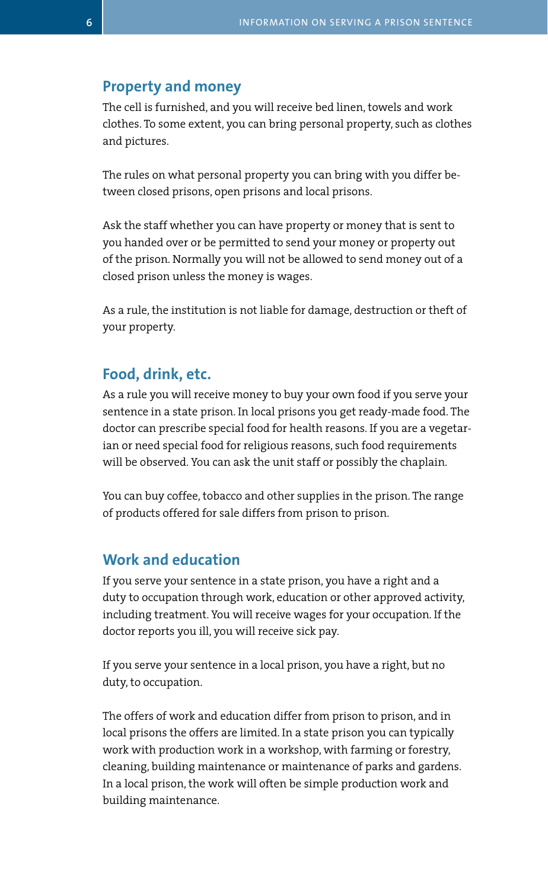## Property and money

The cell is furnished, and you will receive bed linen, towels and work clothes. To some extent, you can bring personal property, such as clothes and pictures.

The rules on what personal property you can bring with you differ between closed prisons, open prisons and local prisons.

Ask the staff whether you can have property or money that is sent to you handed over or be permitted to send your money or property out of the prison. Normally you will not be allowed to send money out of a closed prison unless the money is wages.

As a rule, the institution is not liable for damage, destruction or theft of your property.

## Food, drink, etc.

As a rule you will receive money to buy your own food if you serve your sentence in a state prison. In local prisons you get ready-made food. The doctor can prescribe special food for health reasons. If you are a vegetarian or need special food for religious reasons, such food requirements will be observed. You can ask the unit staff or possibly the chaplain.

You can buy coffee, tobacco and other supplies in the prison. The range of products offered for sale differs from prison to prison.

## Work and education

If you serve your sentence in a state prison, you have a right and a duty to occupation through work, education or other approved activity, including treatment. You will receive wages for your occupation. If the doctor reports you ill, you will receive sick pay.

If you serve your sentence in a local prison, you have a right, but no duty, to occupation.

The offers of work and education differ from prison to prison, and in local prisons the offers are limited. In a state prison you can typically work with production work in a workshop, with farming or forestry, cleaning, building maintenance or maintenance of parks and gardens. In a local prison, the work will often be simple production work and building maintenance.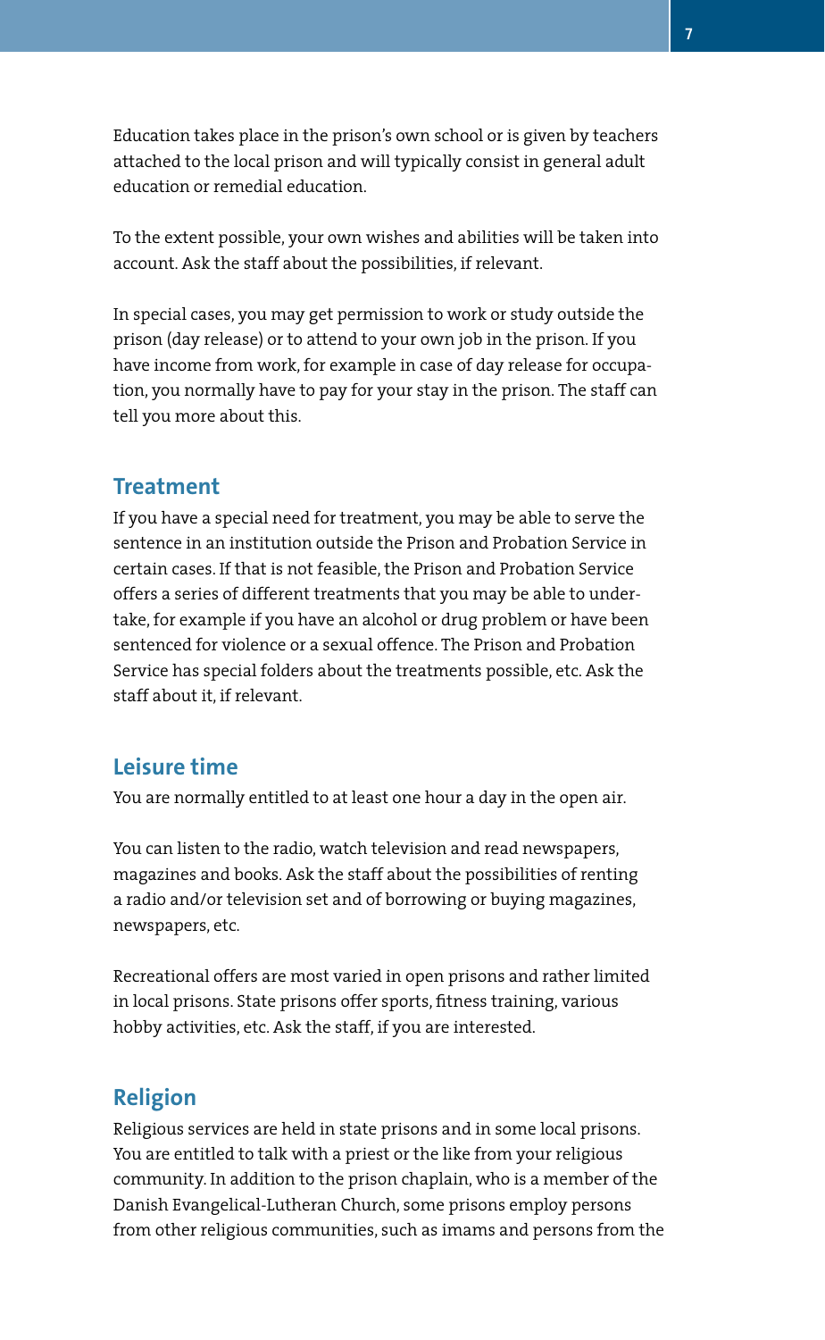Education takes place in the prison's own school or is given by teachers attached to the local prison and will typically consist in general adult education or remedial education.

To the extent possible, your own wishes and abilities will be taken into account. Ask the staff about the possibilities, if relevant.

In special cases, you may get permission to work or study outside the prison (day release) or to attend to your own job in the prison. If you have income from work, for example in case of day release for occupation, you normally have to pay for your stay in the prison. The staff can tell you more about this.

## Treatment

If you have a special need for treatment, you may be able to serve the sentence in an institution outside the Prison and Probation Service in certain cases. If that is not feasible, the Prison and Probation Service offers a series of different treatments that you may be able to undertake, for example if you have an alcohol or drug problem or have been sentenced for violence or a sexual offence. The Prison and Probation Service has special folders about the treatments possible, etc. Ask the staff about it, if relevant.

## Leisure time

You are normally entitled to at least one hour a day in the open air.

You can listen to the radio, watch television and read newspapers, magazines and books. Ask the staff about the possibilities of renting a radio and/or television set and of borrowing or buying magazines, newspapers, etc.

Recreational offers are most varied in open prisons and rather limited in local prisons. State prisons offer sports, fitness training, various hobby activities, etc. Ask the staff, if you are interested.

## Religion

Religious services are held in state prisons and in some local prisons. You are entitled to talk with a priest or the like from your religious community. In addition to the prison chaplain, who is a member of the Danish Evangelical-Lutheran Church, some prisons employ persons from other religious communities, such as imams and persons from the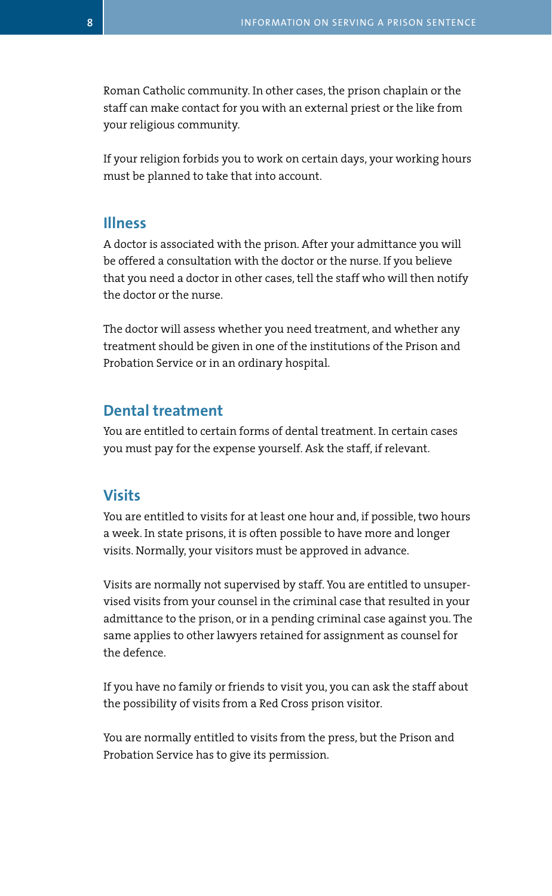Roman Catholic community. In other cases, the prison chaplain or the staff can make contact for you with an external priest or the like from your religious community.

If your religion forbids you to work on certain days, your working hours must be planned to take that into account.

## Illness

A doctor is associated with the prison. After your admittance you will be offered a consultation with the doctor or the nurse. If you believe that you need a doctor in other cases, tell the staff who will then notify the doctor or the nurse.

The doctor will assess whether you need treatment, and whether any treatment should be given in one of the institutions of the Prison and Probation Service or in an ordinary hospital.

## Dental treatment

You are entitled to certain forms of dental treatment. In certain cases you must pay for the expense yourself. Ask the staff, if relevant.

## Visits

You are entitled to visits for at least one hour and, if possible, two hours a week. In state prisons, it is often possible to have more and longer visits. Normally, your visitors must be approved in advance.

Visits are normally not supervised by staff. You are entitled to unsupervised visits from your counsel in the criminal case that resulted in your admittance to the prison, or in a pending criminal case against you. The same applies to other lawyers retained for assignment as counsel for the defence.

If you have no family or friends to visit you, you can ask the staff about the possibility of visits from a Red Cross prison visitor.

You are normally entitled to visits from the press, but the Prison and Probation Service has to give its permission.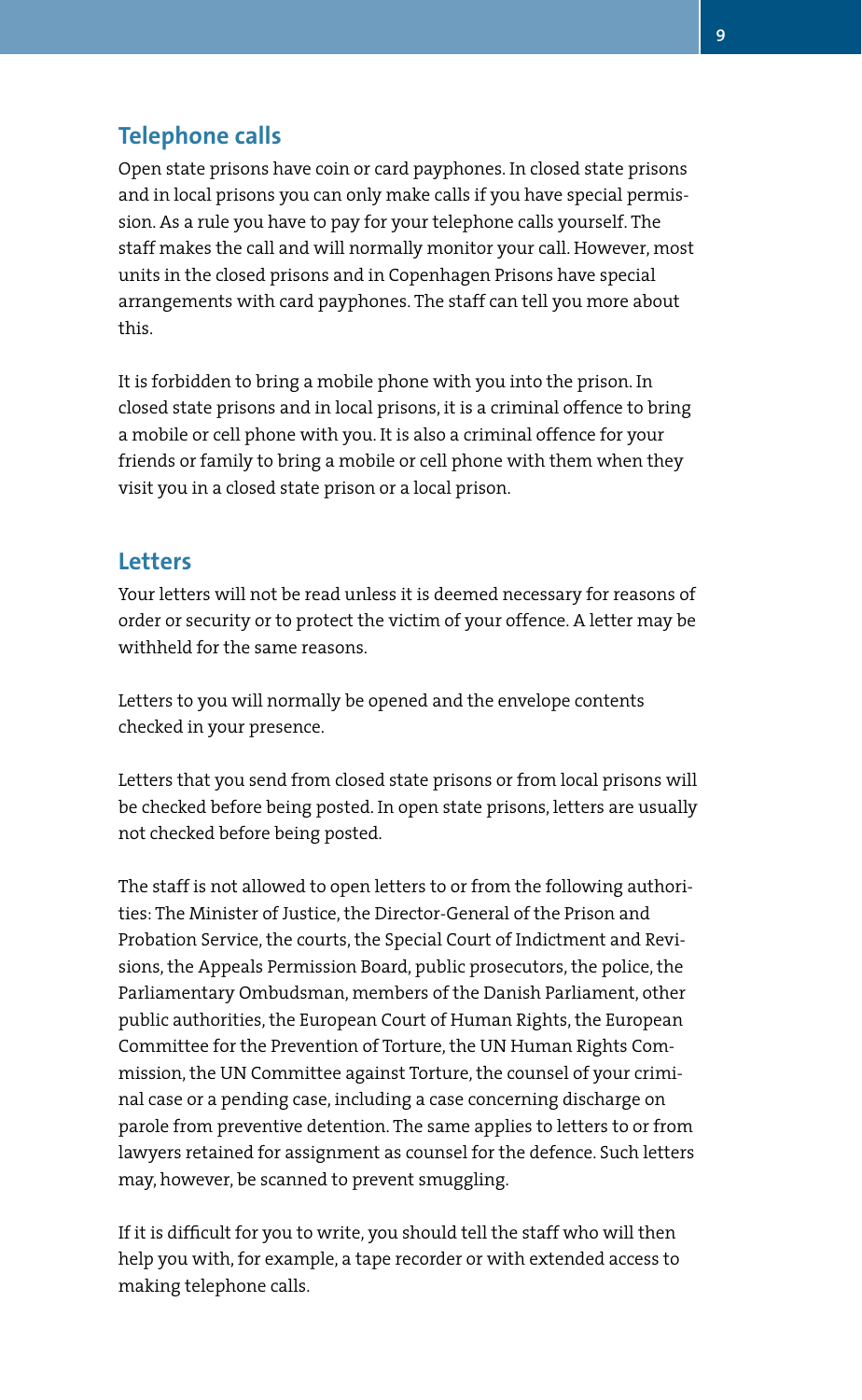## Telephone calls

Open state prisons have coin or card payphones. In closed state prisons and in local prisons you can only make calls if you have special permission. As a rule you have to pay for your telephone calls yourself. The staff makes the call and will normally monitor your call. However, most units in the closed prisons and in Copenhagen Prisons have special arrangements with card payphones. The staff can tell you more about this.

It is forbidden to bring a mobile phone with you into the prison. In closed state prisons and in local prisons, it is a criminal offence to bring a mobile or cell phone with you. It is also a criminal offence for your friends or family to bring a mobile or cell phone with them when they visit you in a closed state prison or a local prison.

## Letters

Your letters will not be read unless it is deemed necessary for reasons of order or security or to protect the victim of your offence. A letter may be withheld for the same reasons.

Letters to you will normally be opened and the envelope contents checked in your presence.

Letters that you send from closed state prisons or from local prisons will be checked before being posted. In open state prisons, letters are usually not checked before being posted.

The staff is not allowed to open letters to or from the following authorities: The Minister of Justice, the Director-General of the Prison and Probation Service, the courts, the Special Court of Indictment and Revisions, the Appeals Permission Board, public prosecutors, the police, the Parliamentary Ombudsman, members of the Danish Parliament, other public authorities, the European Court of Human Rights, the European Committee for the Prevention of Torture, the UN Human Rights Commission, the UN Committee against Torture, the counsel of your criminal case or a pending case, including a case concerning discharge on parole from preventive detention. The same applies to letters to or from lawyers retained for assignment as counsel for the defence. Such letters may, however, be scanned to prevent smuggling.

If it is difficult for you to write, you should tell the staff who will then help you with, for example, a tape recorder or with extended access to making telephone calls.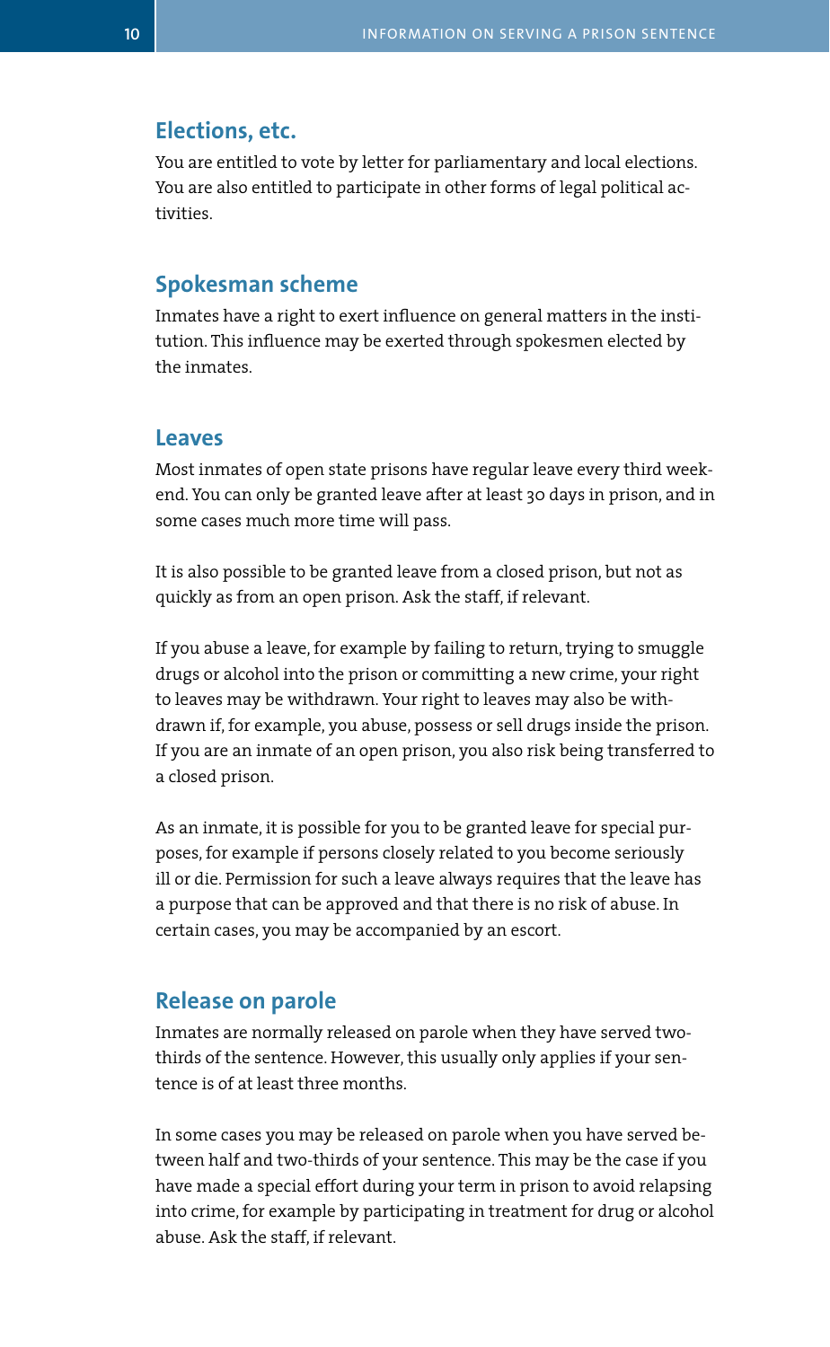## Elections, etc.

You are entitled to vote by letter for parliamentary and local elections. You are also entitled to participate in other forms of legal political activities.

## Spokesman scheme

Inmates have a right to exert influence on general matters in the institution. This influence may be exerted through spokesmen elected by the inmates.

## Leaves

Most inmates of open state prisons have regular leave every third weekend. You can only be granted leave after at least 30 days in prison, and in some cases much more time will pass.

It is also possible to be granted leave from a closed prison, but not as quickly as from an open prison. Ask the staff, if relevant.

If you abuse a leave, for example by failing to return, trying to smuggle drugs or alcohol into the prison or committing a new crime, your right to leaves may be withdrawn. Your right to leaves may also be withdrawn if, for example, you abuse, possess or sell drugs inside the prison. If you are an inmate of an open prison, you also risk being transferred to a closed prison.

As an inmate, it is possible for you to be granted leave for special purposes, for example if persons closely related to you become seriously ill or die. Permission for such a leave always requires that the leave has a purpose that can be approved and that there is no risk of abuse. In certain cases, you may be accompanied by an escort.

## Release on parole

Inmates are normally released on parole when they have served two-thirds of the sentence. However, this usually only applies if your sentence is of at least three months.

In some cases you may be released on parole when you have served between half and two-thirds of your sentence. This may be the case if you have made a special effort during your term in prison to avoid relapsing into crime, for example by participating in treatment for drug or alcohol abuse. Ask the staff, if relevant.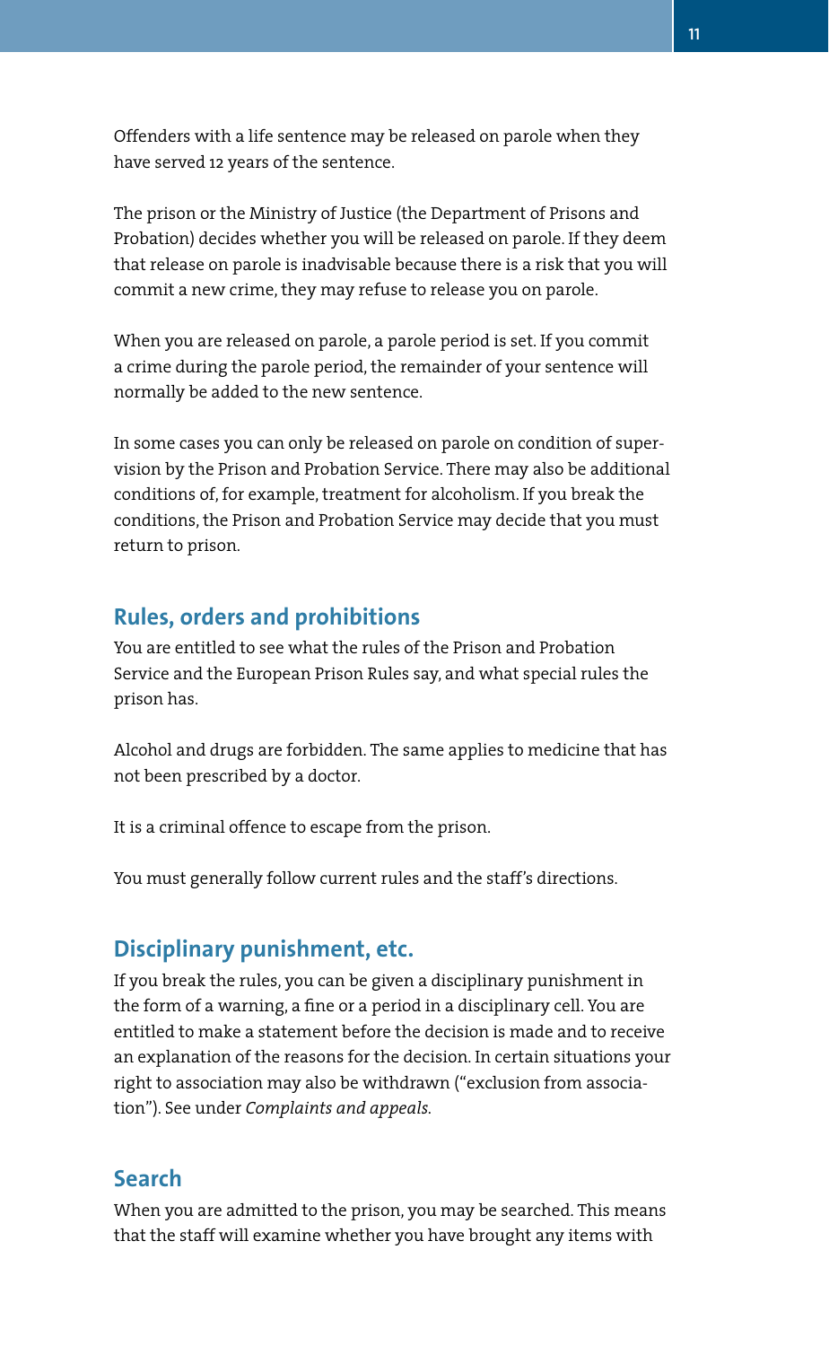Offenders with a life sentence may be released on parole when they have served 12 years of the sentence.

The prison or the Ministry of Justice (the Department of Prisons and Probation) decides whether you will be released on parole. If they deem that release on parole is inadvisable because there is a risk that you will commit a new crime, they may refuse to release you on parole.

When you are released on parole, a parole period is set. If you commit a crime during the parole period, the remainder of your sentence will normally be added to the new sentence.

In some cases you can only be released on parole on condition of supervision by the Prison and Probation Service. There may also be additional conditions of, for example, treatment for alcoholism. If you break the conditions, the Prison and Probation Service may decide that you must return to prison.

## Rules, orders and prohibitions

You are entitled to see what the rules of the Prison and Probation Service and the European Prison Rules say, and what special rules the prison has.

Alcohol and drugs are forbidden. The same applies to medicine that has not been prescribed by a doctor.

It is a criminal offence to escape from the prison.

You must generally follow current rules and the staff's directions.

## Disciplinary punishment, etc.

If you break the rules, you can be given a disciplinary punishment in the form of a warning, a fine or a period in a disciplinary cell. You are entitled to make a statement before the decision is made and to receive an explanation of the reasons for the decision. In certain situations your right to association may also be withdrawn ("exclusion from association"). See under *Complaints and appeals.*

## Search

When you are admitted to the prison, you may be searched. This means that the staff will examine whether you have brought any items with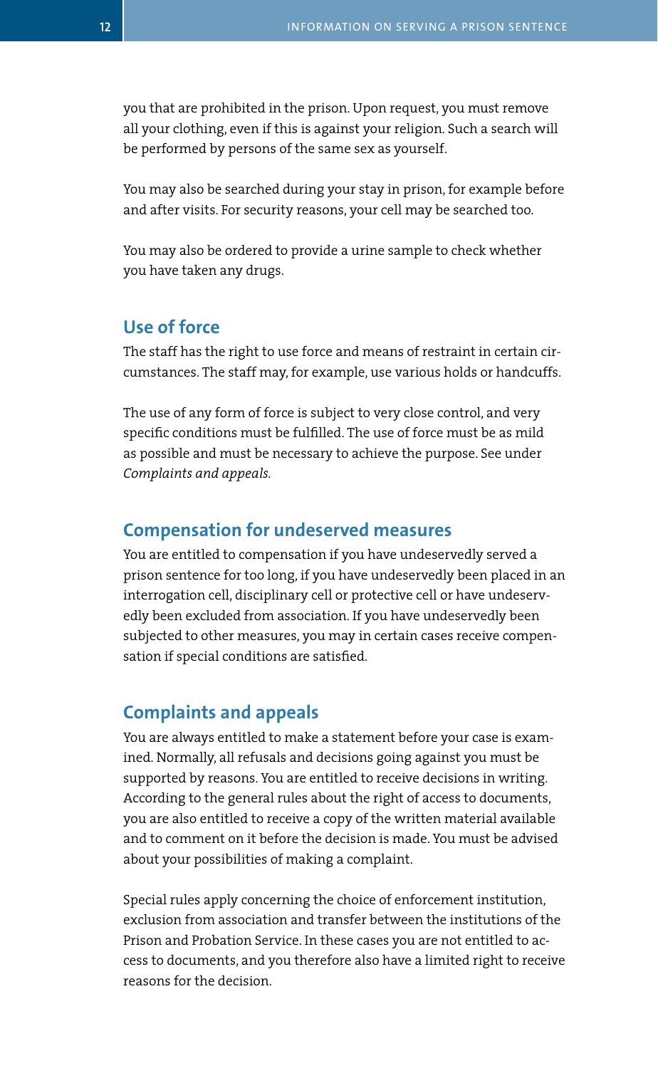you that are prohibited in the prison. Upon request, you must remove all your clothing, even if this is against your religion. Such a search will be performed by persons of the same sex as yourself.

You may also be searched during your stay in prison, for example before and after visits. For security reasons, your cell may be searched too.

You may also be ordered to provide a urine sample to check whether you have taken any drugs.

## Use of force

The staff has the right to use force and means of restraint in certain circumstances. The staff may, for example, use various holds or handcuffs.

The use of any form of force is subject to very close control, and very specific conditions must be fulfilled. The use of force must be as mild as possible and must be necessary to achieve the purpose. See under *Complaints and appeals*.

## Compensation for undeserved measures

You are entitled to compensation if you have undeservedly served a prison sentence for too long, if you have undeservedly been placed in an interrogation cell, disciplinary cell or protective cell or have undeservedly been excluded from association. If you have undeservedly been subjected to other measures, you may in certain cases receive compensation if special conditions are satisfied.

## Complaints and appeals

You are always entitled to make a statement before your case is examined. Normally, all refusals and decisions going against you must be supported by reasons. You are entitled to receive decisions in writing. According to the general rules about the right of access to documents, you are also entitled to receive a copy of the written material available and to comment on it before the decision is made. You must be advised about your possibilities of making a complaint.

Special rules apply concerning the choice of enforcement institution, exclusion from association and transfer between the institutions of the Prison and Probation Service. In these cases you are not entitled to access to documents, and you therefore also have a limited right to receive reasons for the decision.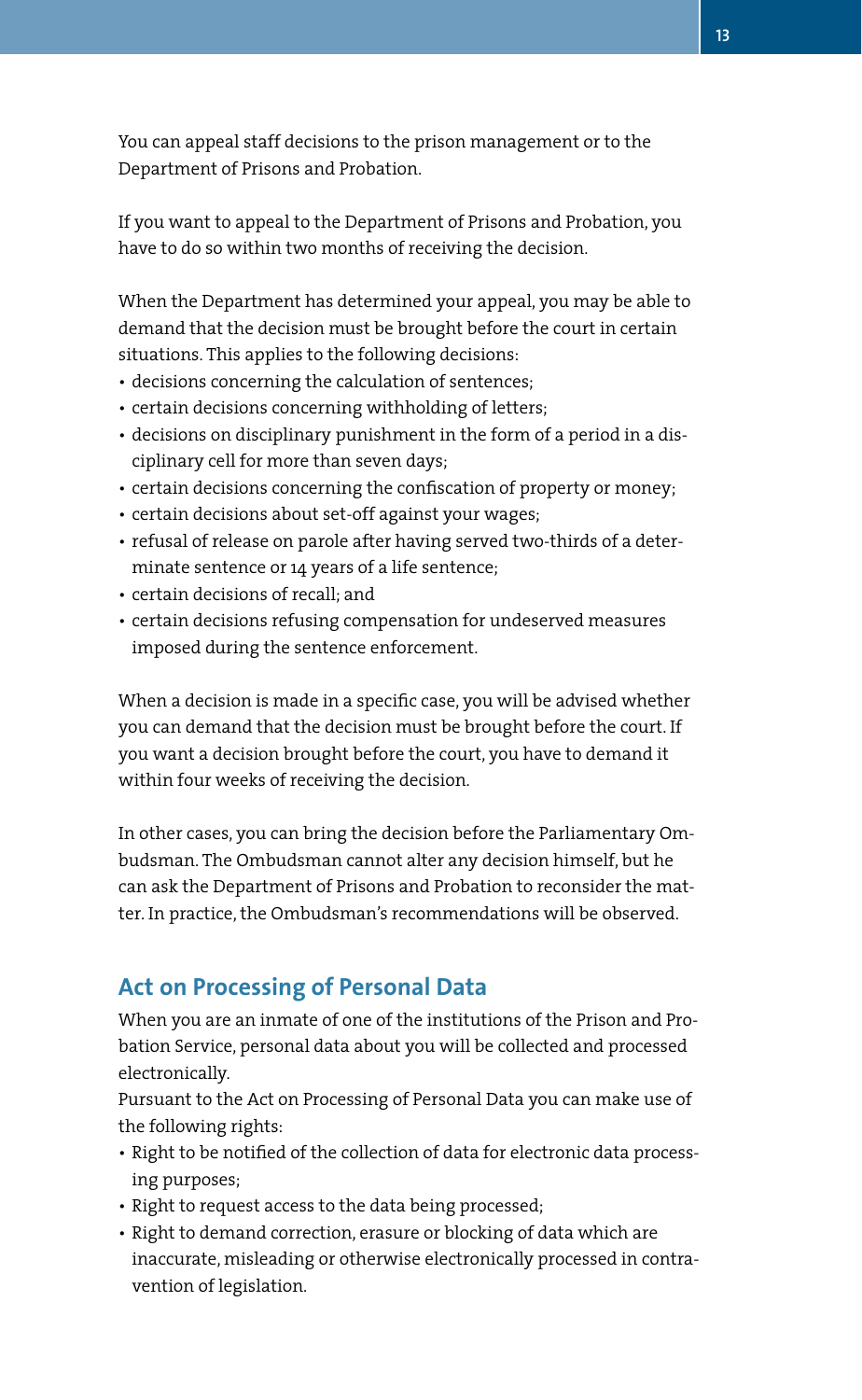You can appeal staff decisions to the prison management or to the Department of Prisons and Probation.

If you want to appeal to the Department of Prisons and Probation, you have to do so within two months of receiving the decision.

When the Department has determined your appeal, you may be able to demand that the decision must be brought before the court in certain situations. This applies to the following decisions:

- decisions concerning the calculation of sentences;
- certain decisions concerning withholding of letters;
- decisions on disciplinary punishment in the form of a period in a disciplinary cell for more than seven days;
- certain decisions concerning the confiscation of property or money;
- certain decisions about set-off against your wages;
- refusal of release on parole after having served two-thirds of a determinate sentence or 14 years of a life sentence;
- certain decisions of recall; and
- certain decisions refusing compensation for undeserved measures imposed during the sentence enforcement.

When a decision is made in a specific case, you will be advised whether you can demand that the decision must be brought before the court. If you want a decision brought before the court, you have to demand it within four weeks of receiving the decision.

In other cases, you can bring the decision before the Parliamentary Ombudsman. The Ombudsman cannot alter any decision himself, but he can ask the Department of Prisons and Probation to reconsider the matter. In practice, the Ombudsman's recommendations will be observed.

## Act on Processing of Personal Data

When you are an inmate of one of the institutions of the Prison and Probation Service, personal data about you will be collected and processed electronically.

Pursuant to the Act on Processing of Personal Data you can make use of the following rights:

- Right to be notified of the collection of data for electronic data processing purposes;
- Right to request access to the data being processed;
- Right to demand correction, erasure or blocking of data which are inaccurate, misleading or otherwise electronically processed in contravention of legislation.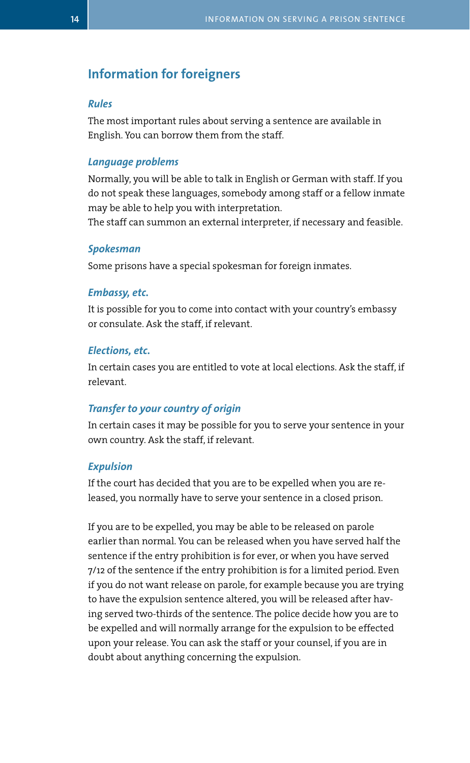## Information for foreigners

### *Rules*

The most important rules about serving a sentence are available in English. You can borrow them from the staff.

### *Language problems*

Normally, you will be able to talk in English or German with staff. If you do not speak these languages, somebody among staff or a fellow inmate may be able to help you with interpretation.
The staff can summon an external interpreter, if necessary and feasible.

### *Spokesman*

Some prisons have a special spokesman for foreign inmates.

### *Embassy, etc.*

It is possible for you to come into contact with your country's embassy or consulate. Ask the staff, if relevant.

### *Elections, etc.*

In certain cases you are entitled to vote at local elections. Ask the staff, if relevant.

### *Transfer to your country of origin*

In certain cases it may be possible for you to serve your sentence in your own country. Ask the staff, if relevant.

### *Expulsion*

If the court has decided that you are to be expelled when you are released, you normally have to serve your sentence in a closed prison.

If you are to be expelled, you may be able to be released on parole earlier than normal. You can be released when you have served half the sentence if the entry prohibition is for ever, or when you have served 7/12 of the sentence if the entry prohibition is for a limited period. Even if you do not want release on parole, for example because you are trying to have the expulsion sentence altered, you will be released after having served two-thirds of the sentence. The police decide how you are to be expelled and will normally arrange for the expulsion to be effected upon your release. You can ask the staff or your counsel, if you are in doubt about anything concerning the expulsion.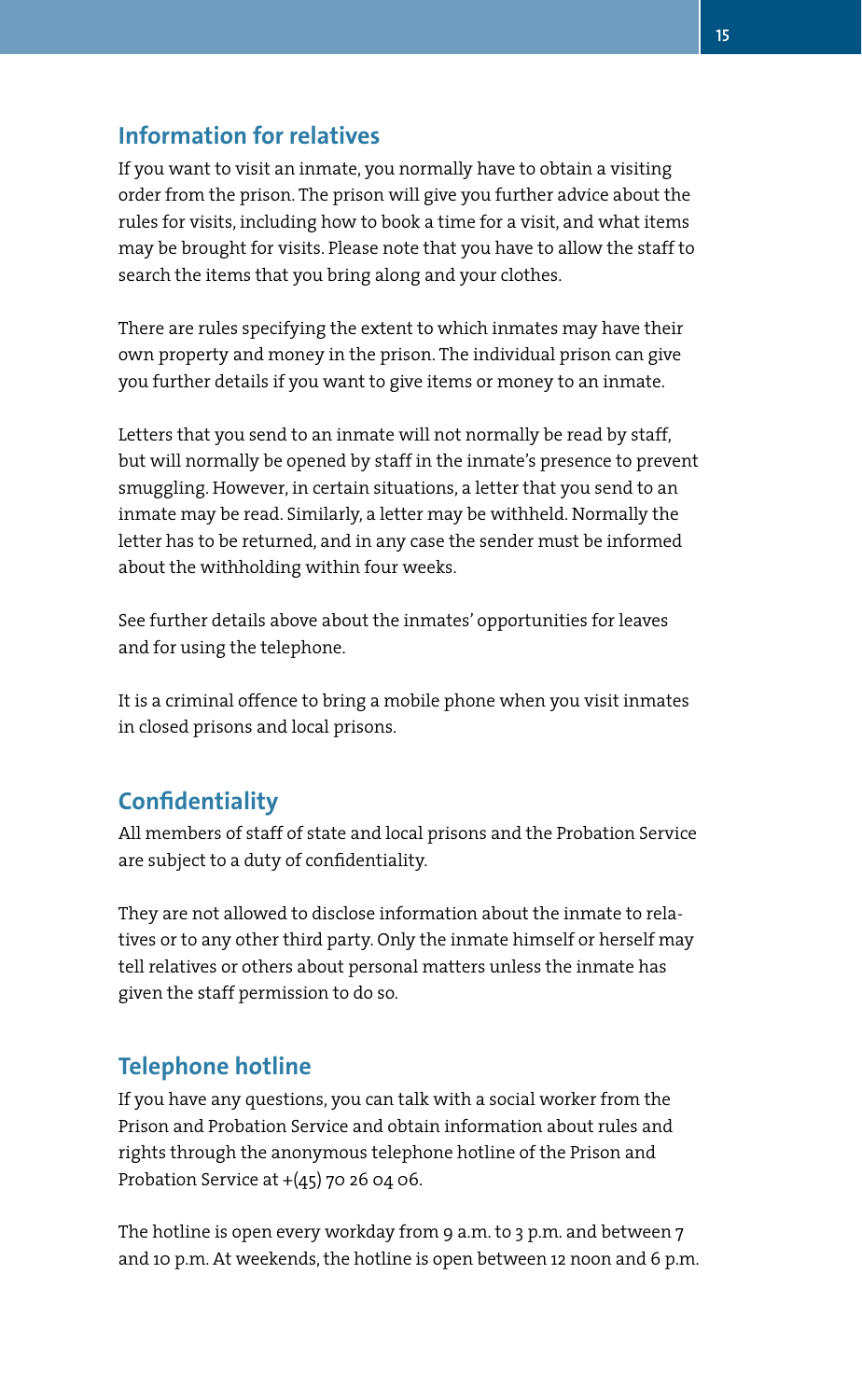## Information for relatives

If you want to visit an inmate, you normally have to obtain a visiting order from the prison. The prison will give you further advice about the rules for visits, including how to book a time for a visit, and what items may be brought for visits. Please note that you have to allow the staff to search the items that you bring along and your clothes.

There are rules specifying the extent to which inmates may have their own property and money in the prison. The individual prison can give you further details if you want to give items or money to an inmate.

Letters that you send to an inmate will not normally be read by staff, but will normally be opened by staff in the inmate's presence to prevent smuggling. However, in certain situations, a letter that you send to an inmate may be read. Similarly, a letter may be withheld. Normally the letter has to be returned, and in any case the sender must be informed about the withholding within four weeks.

See further details above about the inmates' opportunities for leaves and for using the telephone.

It is a criminal offence to bring a mobile phone when you visit inmates in closed prisons and local prisons.

## Confidentiality

All members of staff of state and local prisons and the Probation Service are subject to a duty of confidentiality.

They are not allowed to disclose information about the inmate to relatives or to any other third party. Only the inmate himself or herself may tell relatives or others about personal matters unless the inmate has given the staff permission to do so.

## Telephone hotline

If you have any questions, you can talk with a social worker from the Prison and Probation Service and obtain information about rules and rights through the anonymous telephone hotline of the Prison and Probation Service at +(45) 70 26 04 06.

The hotline is open every workday from 9 a.m. to 3 p.m. and between 7 and 10 p.m. At weekends, the hotline is open between 12 noon and 6 p.m.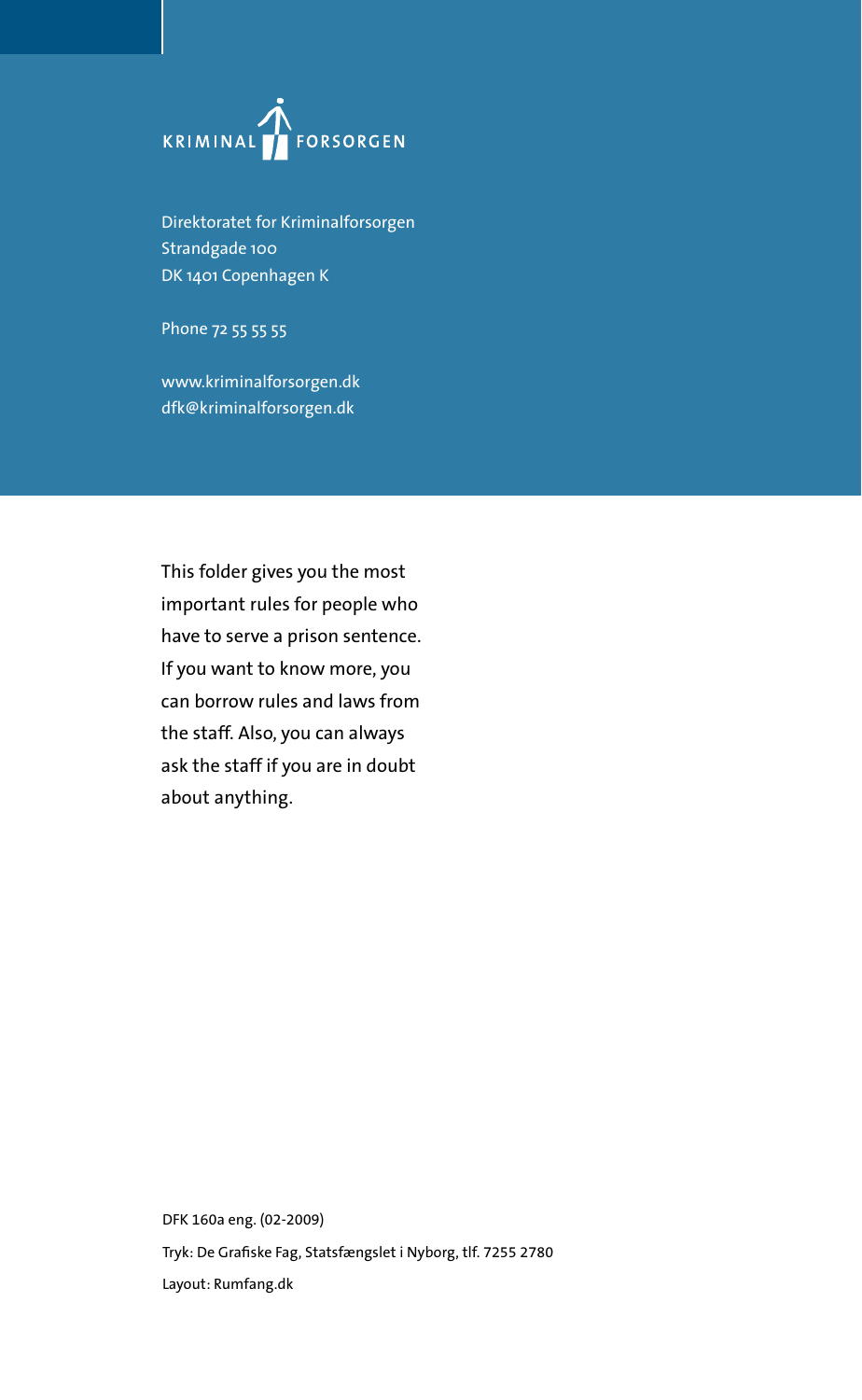KRIMINAL FORSORGEN

Direktoratet for Kriminalforsorgen
Strandgade 100
DK 1401 Copenhagen K

Phone 72 55 55 55

www.kriminalforsorgen.dk
dfk@kriminalforsorgen.dk

This folder gives you the most important rules for people who have to serve a prison sentence. If you want to know more, you can borrow rules and laws from the staff. Also, you can always ask the staff if you are in doubt about anything.

DFK 160a eng. (02-2009)

Tryk: De Grafiske Fag, Statsfængslet i Nyborg, tlf. 7255 2780

Layout: Rumfang.dk